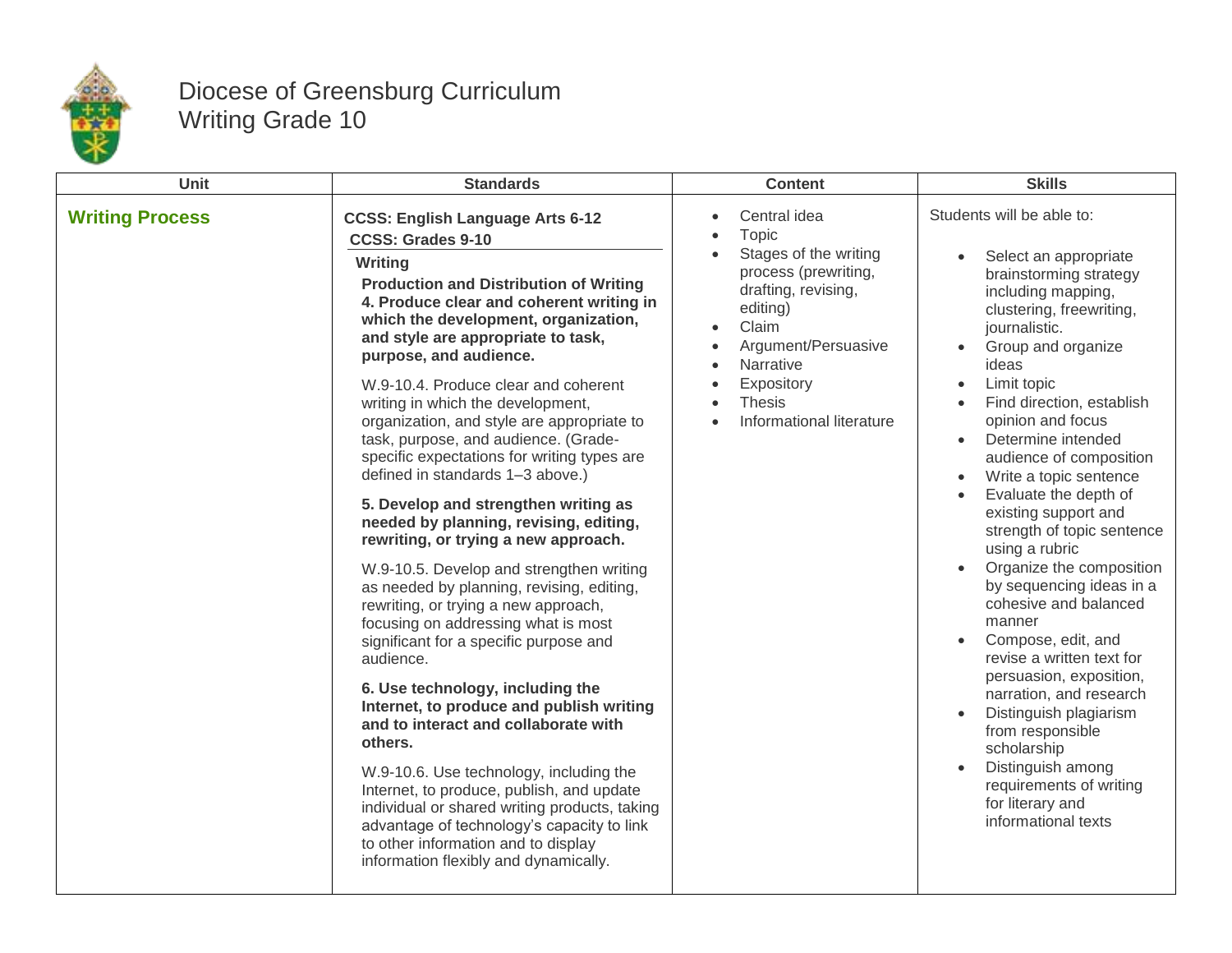# Diocese of Greensburg Curriculum
## Writing Grade 10

| Unit | Standards | Content | Skills |
|---|---|---|---|
| **Writing Process** | **CCSS: English Language Arts 6-12**<br>**CCSS: Grades 9-10**<br>**Writing**<br>**Production and Distribution of Writing**<br>**4. Produce clear and coherent writing in which the development, organization, and style are appropriate to task, purpose, and audience.**<br>W.9-10.4. Produce clear and coherent writing in which the development, organization, and style are appropriate to task, purpose, and audience. (Grade-specific expectations for writing types are defined in standards 1–3 above.)<br>**5. Develop and strengthen writing as needed by planning, revising, editing, rewriting, or trying a new approach.**<br>W.9-10.5. Develop and strengthen writing as needed by planning, revising, editing, rewriting, or trying a new approach, focusing on addressing what is most significant for a specific purpose and audience.<br>**6. Use technology, including the Internet, to produce and publish writing and to interact and collaborate with others.**<br>W.9-10.6. Use technology, including the Internet, to produce, publish, and update individual or shared writing products, taking advantage of technology's capacity to link to other information and to display information flexibly and dynamically. | • Central idea<br>• Topic<br>• Stages of the writing process (prewriting, drafting, revising, editing)<br>• Claim<br>• Argument/Persuasive<br>• Narrative<br>• Expository<br>• Thesis<br>• Informational literature | Students will be able to:<br>• Select an appropriate brainstorming strategy including mapping, clustering, freewriting, journalistic.<br>• Group and organize ideas<br>• Limit topic<br>• Find direction, establish opinion and focus<br>• Determine intended audience of composition<br>• Write a topic sentence<br>• Evaluate the depth of existing support and strength of topic sentence using a rubric<br>• Organize the composition by sequencing ideas in a cohesive and balanced manner<br>• Compose, edit, and revise a written text for persuasion, exposition, narration, and research<br>• Distinguish plagiarism from responsible scholarship<br>• Distinguish among requirements of writing for literary and informational texts |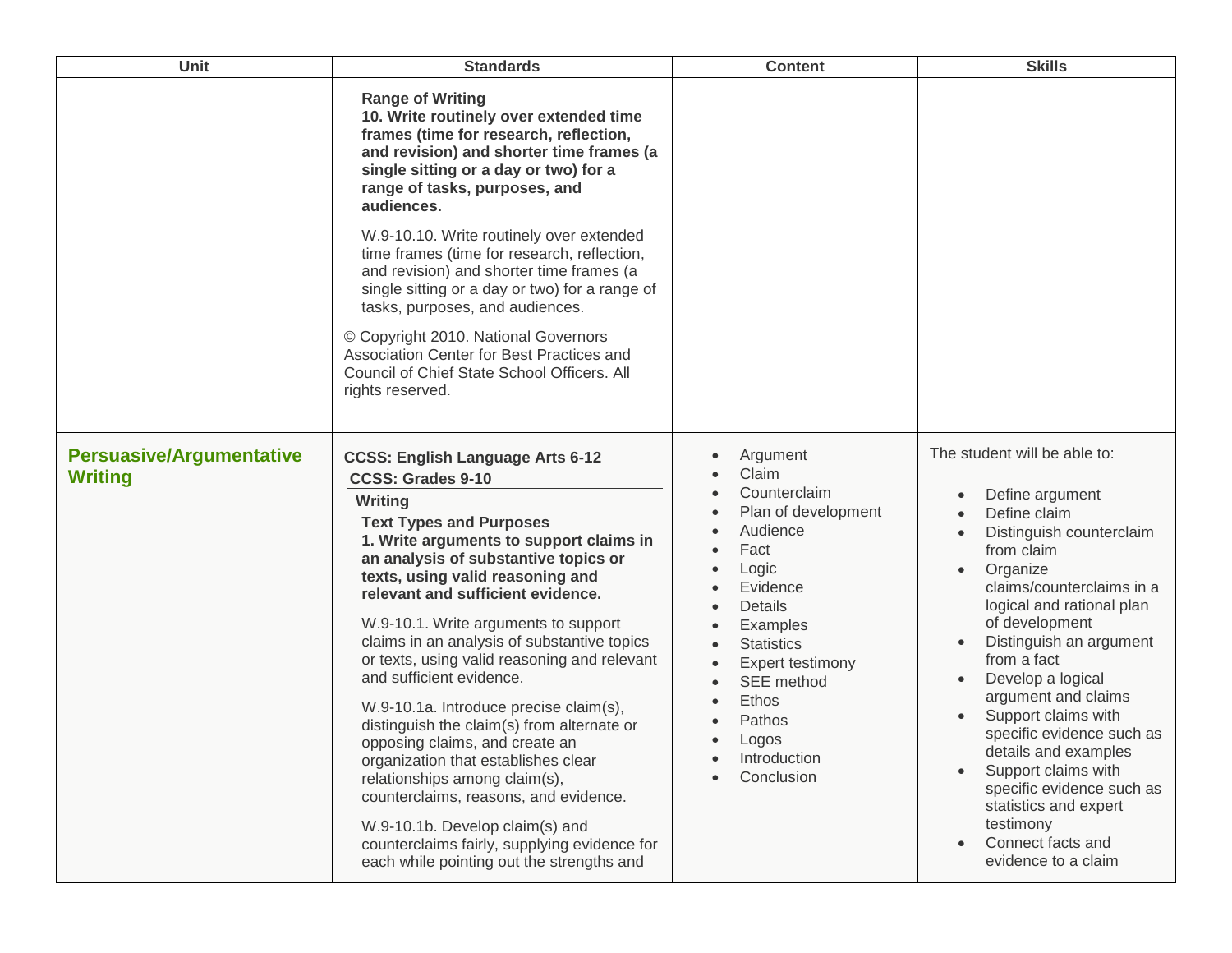| Unit | Standards | Content | Skills |
| --- | --- | --- | --- |
| | **Range of Writing**<br>**10. Write routinely over extended time frames (time for research, reflection, and revision) and shorter time frames (a single sitting or a day or two) for a range of tasks, purposes, and audiences.**<br><br>W.9-10.10. Write routinely over extended time frames (time for research, reflection, and revision) and shorter time frames (a single sitting or a day or two) for a range of tasks, purposes, and audiences.<br><br>© Copyright 2010. National Governors Association Center for Best Practices and Council of Chief State School Officers. All rights reserved. | | |
| **Persuasive/Argumentative Writing** | **CCSS: English Language Arts 6-12**<br>**CCSS: Grades 9-10**<br>**Writing**<br>**Text Types and Purposes**<br>**1. Write arguments to support claims in an analysis of substantive topics or texts, using valid reasoning and relevant and sufficient evidence.**<br><br>W.9-10.1. Write arguments to support claims in an analysis of substantive topics or texts, using valid reasoning and relevant and sufficient evidence.<br><br>W.9-10.1a. Introduce precise claim(s), distinguish the claim(s) from alternate or opposing claims, and create an organization that establishes clear relationships among claim(s), counterclaims, reasons, and evidence.<br><br>W.9-10.1b. Develop claim(s) and counterclaims fairly, supplying evidence for each while pointing out the strengths and | • Argument<br>• Claim<br>• Counterclaim<br>• Plan of development<br>• Audience<br>• Fact<br>• Logic<br>• Evidence<br>• Details<br>• Examples<br>• Statistics<br>• Expert testimony<br>• SEE method<br>• Ethos<br>• Pathos<br>• Logos<br>• Introduction<br>• Conclusion | The student will be able to:<br><br>• Define argument<br>• Define claim<br>• Distinguish counterclaim from claim<br>• Organize claims/counterclaims in a logical and rational plan of development<br>• Distinguish an argument from a fact<br>• Develop a logical argument and claims<br>• Support claims with specific evidence such as details and examples<br>• Support claims with specific evidence such as statistics and expert testimony<br>• Connect facts and evidence to a claim |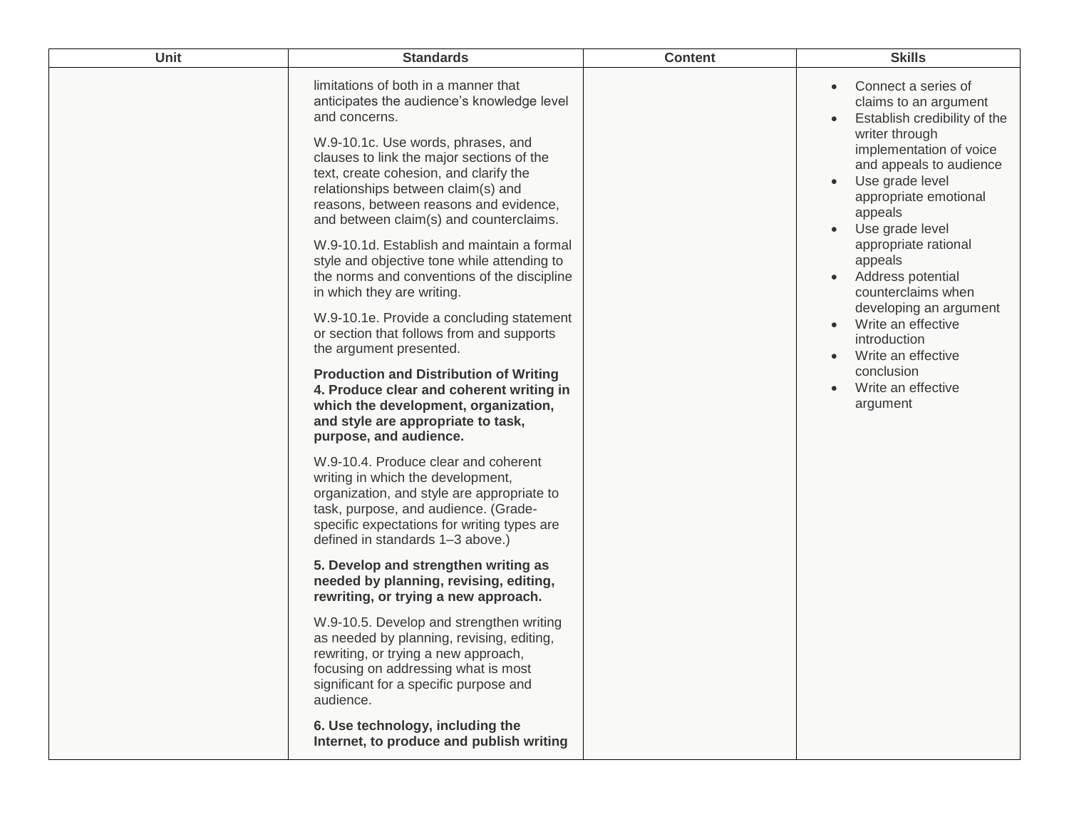| Unit | Standards | Content | Skills |
| --- | --- | --- | --- |
| | limitations of both in a manner that anticipates the audience's knowledge level and concerns.<br><br>W.9-10.1c. Use words, phrases, and clauses to link the major sections of the text, create cohesion, and clarify the relationships between claim(s) and reasons, between reasons and evidence, and between claim(s) and counterclaims.<br><br>W.9-10.1d. Establish and maintain a formal style and objective tone while attending to the norms and conventions of the discipline in which they are writing.<br><br>W.9-10.1e. Provide a concluding statement or section that follows from and supports the argument presented.<br><br>**Production and Distribution of Writing 4. Produce clear and coherent writing in which the development, organization, and style are appropriate to task, purpose, and audience.**<br><br>W.9-10.4. Produce clear and coherent writing in which the development, organization, and style are appropriate to task, purpose, and audience. (Grade-specific expectations for writing types are defined in standards 1–3 above.)<br><br>**5. Develop and strengthen writing as needed by planning, revising, editing, rewriting, or trying a new approach.**<br><br>W.9-10.5. Develop and strengthen writing as needed by planning, revising, editing, rewriting, or trying a new approach, focusing on addressing what is most significant for a specific purpose and audience.<br><br>**6. Use technology, including the Internet, to produce and publish writing** | | • Connect a series of claims to an argument<br>• Establish credibility of the writer through implementation of voice and appeals to audience<br>• Use grade level appropriate emotional appeals<br>• Use grade level appropriate rational appeals<br>• Address potential counterclaims when developing an argument<br>• Write an effective introduction<br>• Write an effective conclusion<br>• Write an effective argument |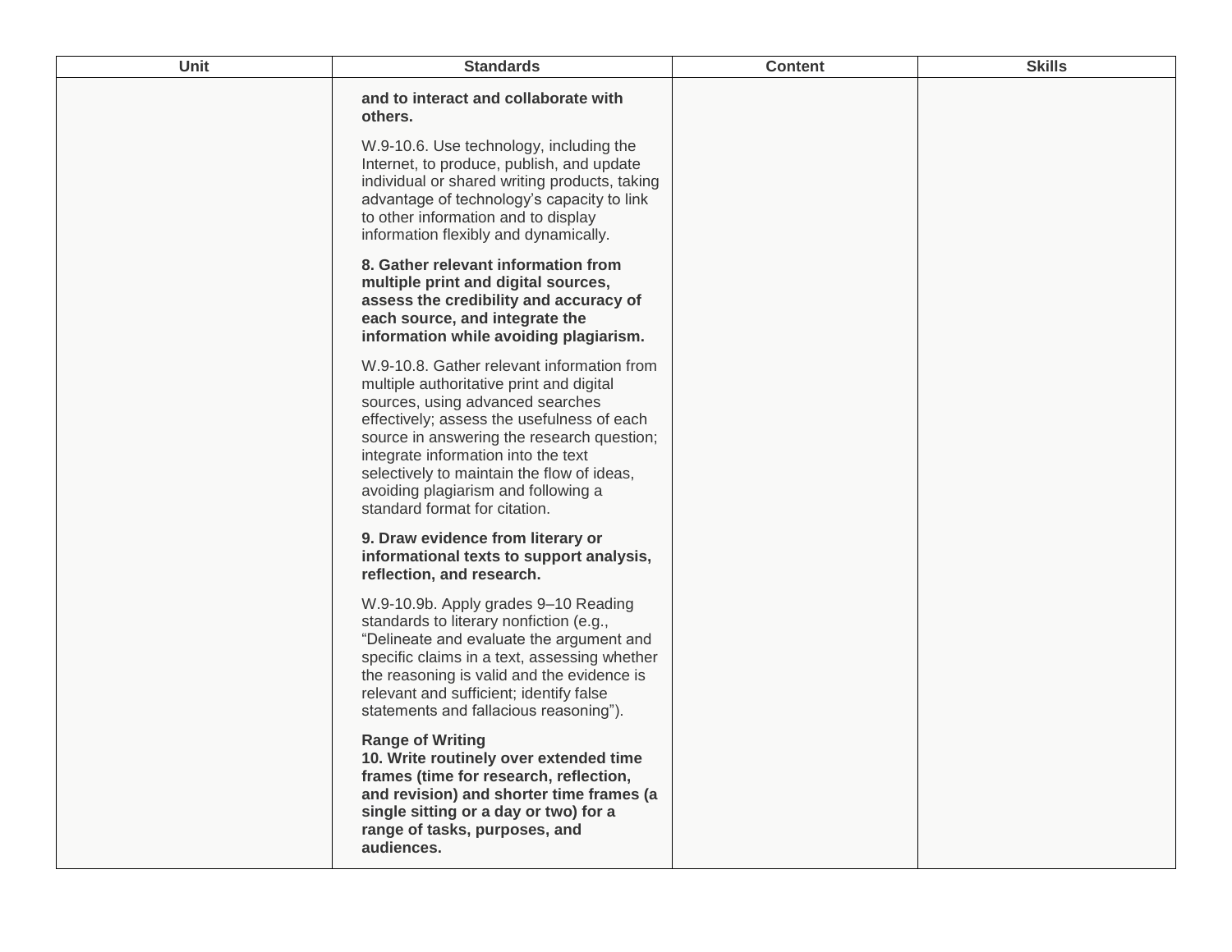| Unit | Standards | Content | Skills |
|---|---|---|---|
| | **and to interact and collaborate with others.**<br><br>W.9-10.6. Use technology, including the Internet, to produce, publish, and update individual or shared writing products, taking advantage of technology's capacity to link to other information and to display information flexibly and dynamically.<br><br>**8. Gather relevant information from multiple print and digital sources, assess the credibility and accuracy of each source, and integrate the information while avoiding plagiarism.**<br><br>W.9-10.8. Gather relevant information from multiple authoritative print and digital sources, using advanced searches effectively; assess the usefulness of each source in answering the research question; integrate information into the text selectively to maintain the flow of ideas, avoiding plagiarism and following a standard format for citation.<br><br>**9. Draw evidence from literary or informational texts to support analysis, reflection, and research.**<br><br>W.9-10.9b. Apply grades 9–10 Reading standards to literary nonfiction (e.g., "Delineate and evaluate the argument and specific claims in a text, assessing whether the reasoning is valid and the evidence is relevant and sufficient; identify false statements and fallacious reasoning").<br><br>**Range of Writing**<br>**10. Write routinely over extended time frames (time for research, reflection, and revision) and shorter time frames (a single sitting or a day or two) for a range of tasks, purposes, and audiences.** | | |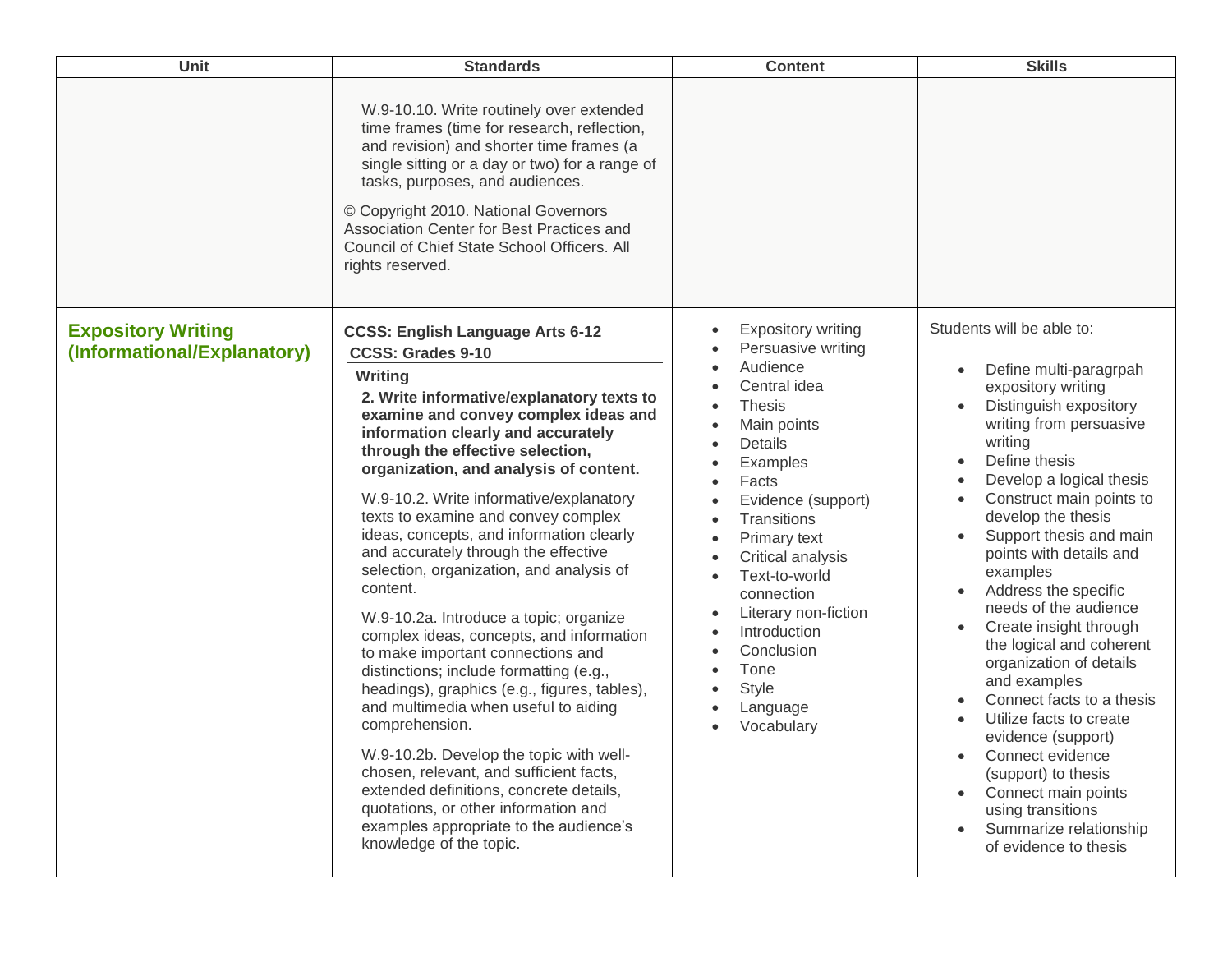| Unit | Standards | Content | Skills |
|---|---|---|---|
| | W.9-10.10. Write routinely over extended time frames (time for research, reflection, and revision) and shorter time frames (a single sitting or a day or two) for a range of tasks, purposes, and audiences.<br><br>© Copyright 2010. National Governors Association Center for Best Practices and Council of Chief State School Officers. All rights reserved. | | |
| **Expository Writing (Informational/Explanatory)** | **CCSS: English Language Arts 6-12**<br>**CCSS: Grades 9-10**<br>**Writing**<br>**2. Write informative/explanatory texts to examine and convey complex ideas and information clearly and accurately through the effective selection, organization, and analysis of content.**<br><br>W.9-10.2. Write informative/explanatory texts to examine and convey complex ideas, concepts, and information clearly and accurately through the effective selection, organization, and analysis of content.<br><br>W.9-10.2a. Introduce a topic; organize complex ideas, concepts, and information to make important connections and distinctions; include formatting (e.g., headings), graphics (e.g., figures, tables), and multimedia when useful to aiding comprehension.<br><br>W.9-10.2b. Develop the topic with well-chosen, relevant, and sufficient facts, extended definitions, concrete details, quotations, or other information and examples appropriate to the audience's knowledge of the topic. | • Expository writing<br>• Persuasive writing<br>• Audience<br>• Central idea<br>• Thesis<br>• Main points<br>• Details<br>• Examples<br>• Facts<br>• Evidence (support)<br>• Transitions<br>• Primary text<br>• Critical analysis<br>• Text-to-world connection<br>• Literary non-fiction<br>• Introduction<br>• Conclusion<br>• Tone<br>• Style<br>• Language<br>• Vocabulary | Students will be able to:<br><br>• Define multi-paragrpah expository writing<br>• Distinguish expository writing from persuasive writing<br>• Define thesis<br>• Develop a logical thesis<br>• Construct main points to develop the thesis<br>• Support thesis and main points with details and examples<br>• Address the specific needs of the audience<br>• Create insight through the logical and coherent organization of details and examples<br>• Connect facts to a thesis<br>• Utilize facts to create evidence (support)<br>• Connect evidence (support) to thesis<br>• Connect main points using transitions<br>• Summarize relationship of evidence to thesis |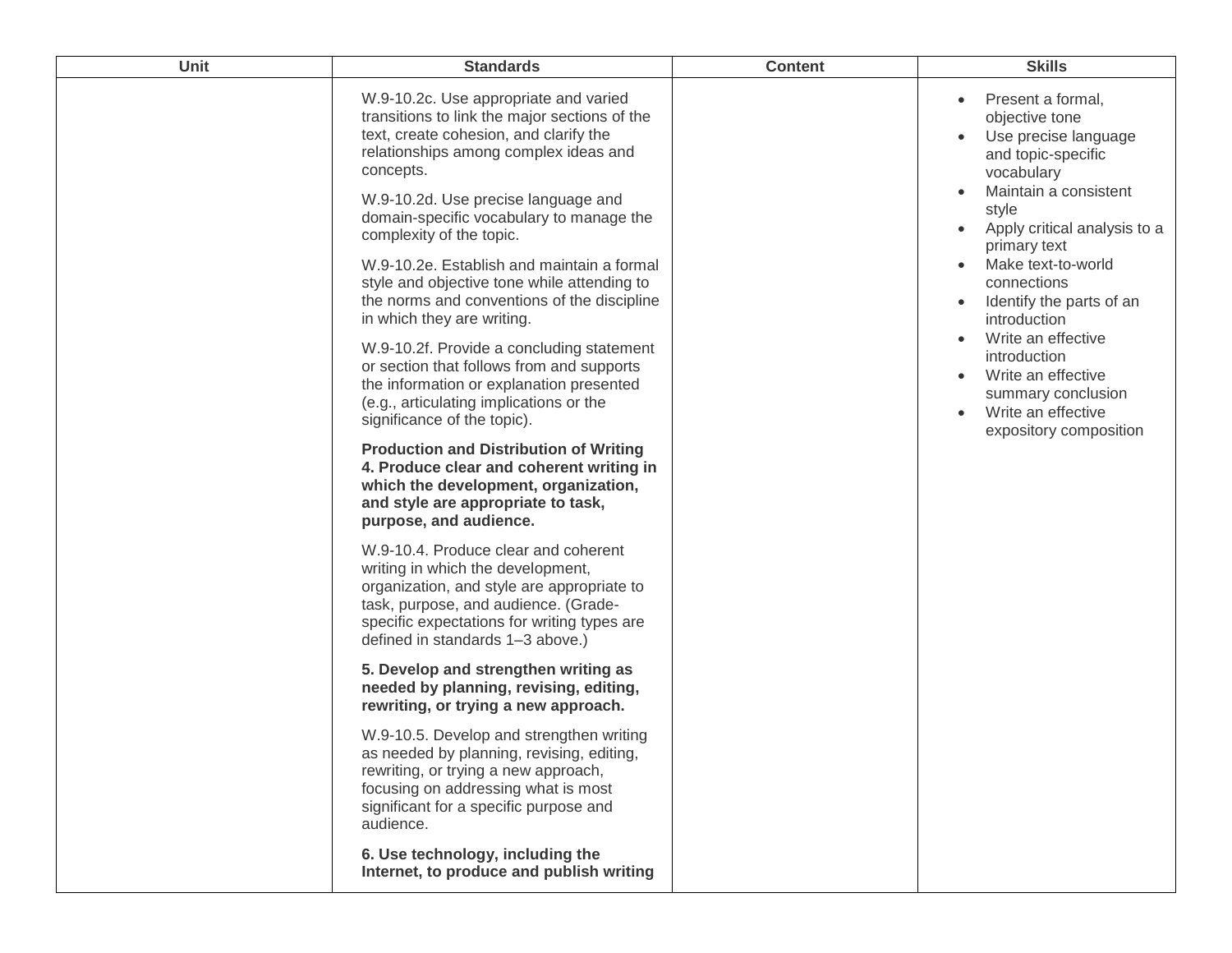| Unit | Standards | Content | Skills |
|---|---|---|---|
| | W.9-10.2c. Use appropriate and varied transitions to link the major sections of the text, create cohesion, and clarify the relationships among complex ideas and concepts.<br><br>W.9-10.2d. Use precise language and domain-specific vocabulary to manage the complexity of the topic.<br><br>W.9-10.2e. Establish and maintain a formal style and objective tone while attending to the norms and conventions of the discipline in which they are writing.<br><br>W.9-10.2f. Provide a concluding statement or section that follows from and supports the information or explanation presented (e.g., articulating implications or the significance of the topic).<br><br>**Production and Distribution of Writing 4. Produce clear and coherent writing in which the development, organization, and style are appropriate to task, purpose, and audience.**<br><br>W.9-10.4. Produce clear and coherent writing in which the development, organization, and style are appropriate to task, purpose, and audience. (Grade-specific expectations for writing types are defined in standards 1–3 above.)<br><br>**5. Develop and strengthen writing as needed by planning, revising, editing, rewriting, or trying a new approach.**<br><br>W.9-10.5. Develop and strengthen writing as needed by planning, revising, editing, rewriting, or trying a new approach, focusing on addressing what is most significant for a specific purpose and audience.<br><br>**6. Use technology, including the Internet, to produce and publish writing** | | • Present a formal, objective tone<br>• Use precise language and topic-specific vocabulary<br>• Maintain a consistent style<br>• Apply critical analysis to a primary text<br>• Make text-to-world connections<br>• Identify the parts of an introduction<br>• Write an effective introduction<br>• Write an effective summary conclusion<br>• Write an effective expository composition |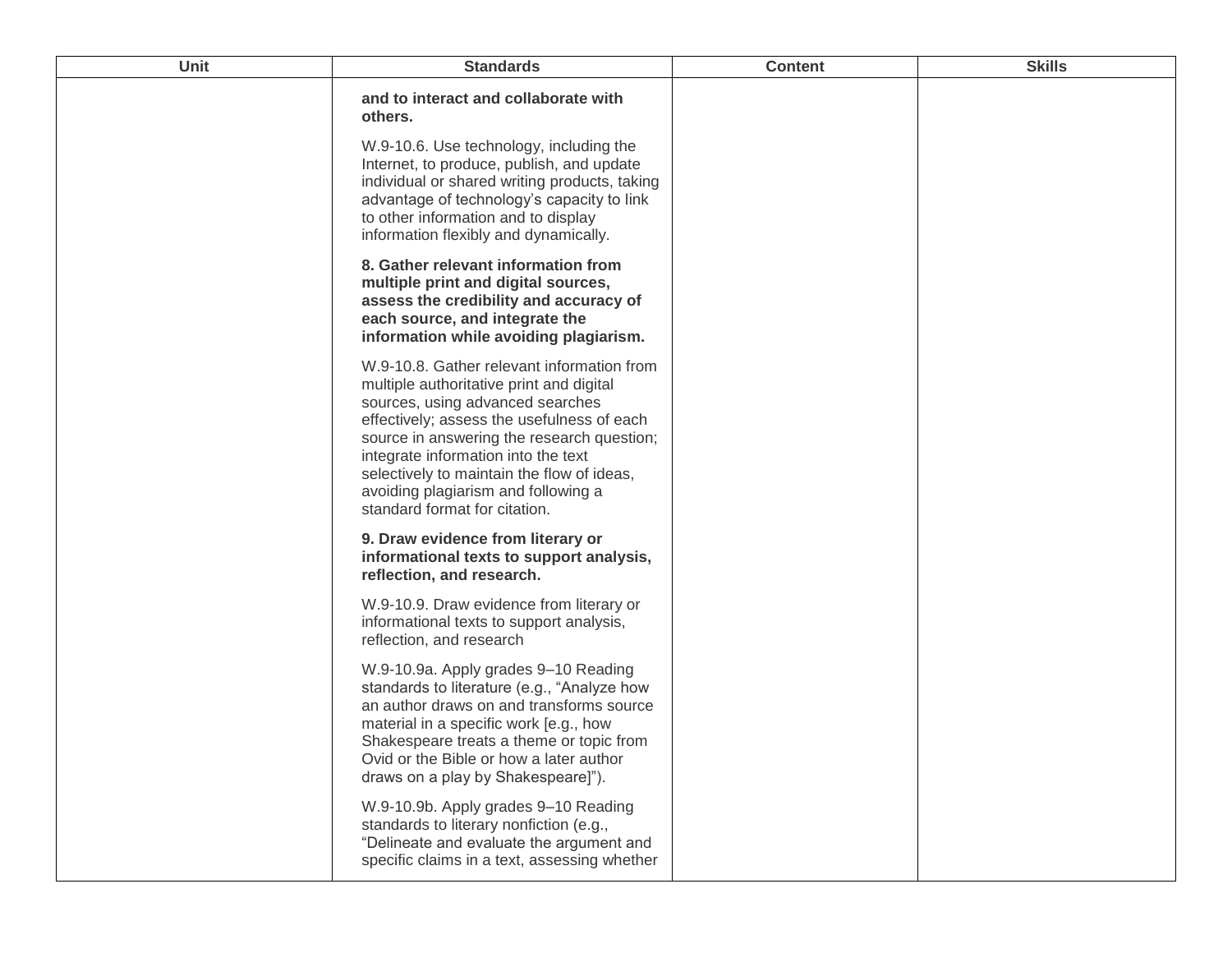| Unit | Standards | Content | Skills |
|---|---|---|---|
| | **and to interact and collaborate with others.**<br><br>W.9-10.6. Use technology, including the Internet, to produce, publish, and update individual or shared writing products, taking advantage of technology's capacity to link to other information and to display information flexibly and dynamically.<br><br>**8. Gather relevant information from multiple print and digital sources, assess the credibility and accuracy of each source, and integrate the information while avoiding plagiarism.**<br><br>W.9-10.8. Gather relevant information from multiple authoritative print and digital sources, using advanced searches effectively; assess the usefulness of each source in answering the research question; integrate information into the text selectively to maintain the flow of ideas, avoiding plagiarism and following a standard format for citation.<br><br>**9. Draw evidence from literary or informational texts to support analysis, reflection, and research.**<br><br>W.9-10.9. Draw evidence from literary or informational texts to support analysis, reflection, and research<br><br>W.9-10.9a. Apply grades 9–10 Reading standards to literature (e.g., "Analyze how an author draws on and transforms source material in a specific work [e.g., how Shakespeare treats a theme or topic from Ovid or the Bible or how a later author draws on a play by Shakespeare]").<br><br>W.9-10.9b. Apply grades 9–10 Reading standards to literary nonfiction (e.g., "Delineate and evaluate the argument and specific claims in a text, assessing whether | | |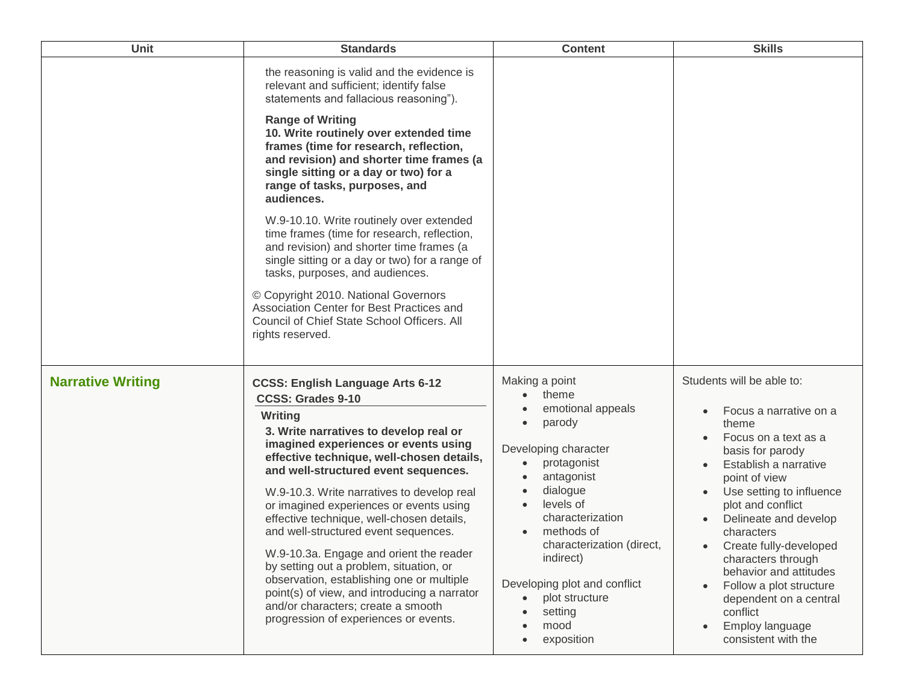| Unit | Standards | Content | Skills |
|---|---|---|---|
| | the reasoning is valid and the evidence is relevant and sufficient; identify false statements and fallacious reasoning").<br><br>**Range of Writing**<br>**10. Write routinely over extended time frames (time for research, reflection, and revision) and shorter time frames (a single sitting or a day or two) for a range of tasks, purposes, and audiences.**<br><br>W.9-10.10. Write routinely over extended time frames (time for research, reflection, and revision) and shorter time frames (a single sitting or a day or two) for a range of tasks, purposes, and audiences.<br><br>© Copyright 2010. National Governors Association Center for Best Practices and Council of Chief State School Officers. All rights reserved. | | |
| **Narrative Writing** | **CCSS: English Language Arts 6-12**<br>**CCSS: Grades 9-10**<br><br>**Writing**<br>**3. Write narratives to develop real or imagined experiences or events using effective technique, well-chosen details, and well-structured event sequences.**<br><br>W.9-10.3. Write narratives to develop real or imagined experiences or events using effective technique, well-chosen details, and well-structured event sequences.<br><br>W.9-10.3a. Engage and orient the reader by setting out a problem, situation, or observation, establishing one or multiple point(s) of view, and introducing a narrator and/or characters; create a smooth progression of experiences or events. | Making a point<br>• theme<br>• emotional appeals<br>• parody<br><br>Developing character<br>• protagonist<br>• antagonist<br>• dialogue<br>• levels of characterization<br>• methods of characterization (direct, indirect)<br><br>Developing plot and conflict<br>• plot structure<br>• setting<br>• mood<br>• exposition | Students will be able to:<br><br>• Focus a narrative on a theme<br>• Focus on a text as a basis for parody<br>• Establish a narrative point of view<br>• Use setting to influence plot and conflict<br>• Delineate and develop characters<br>• Create fully-developed characters through behavior and attitudes<br>• Follow a plot structure dependent on a central conflict<br>• Employ language consistent with the |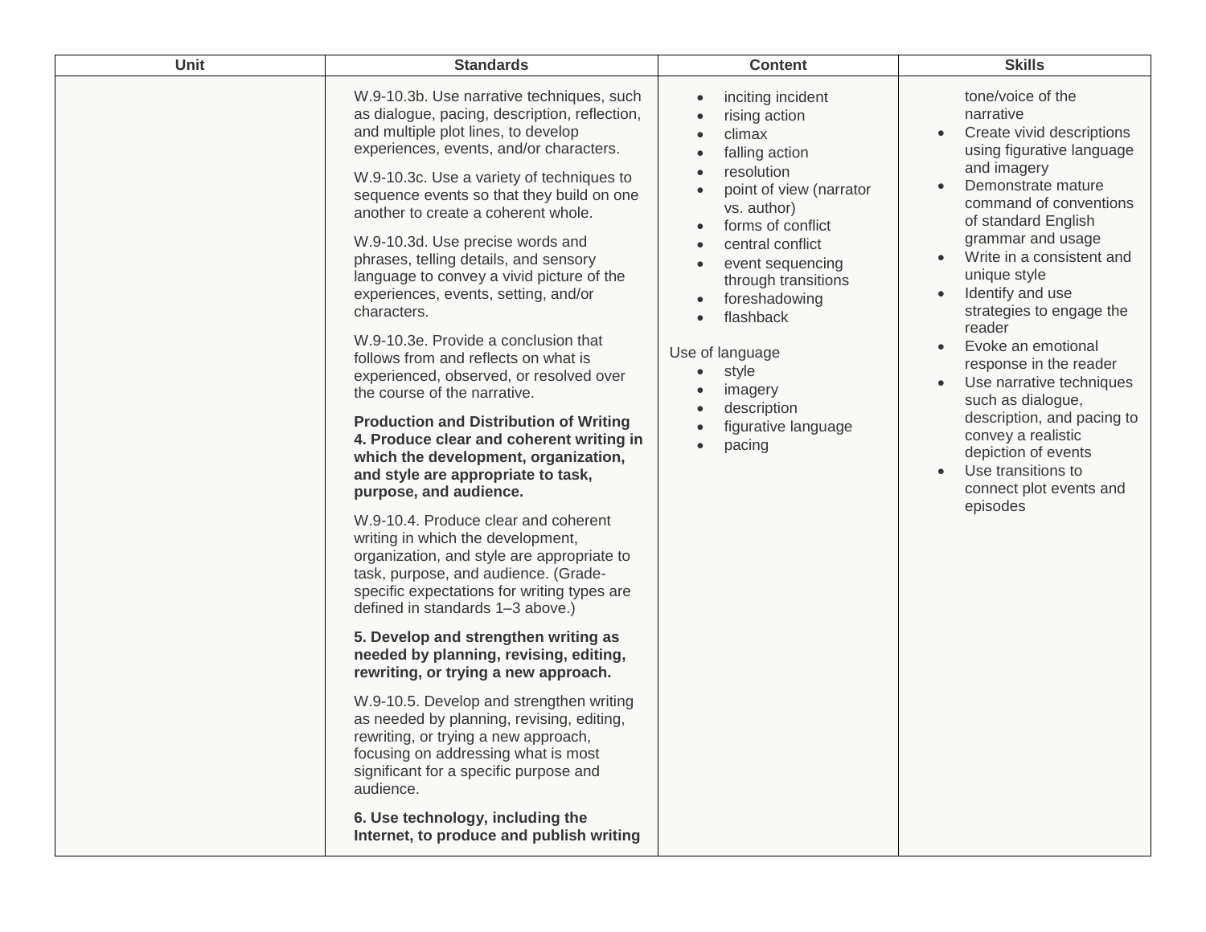| Unit | Standards | Content | Skills |
|---|---|---|---|
| | W.9-10.3b. Use narrative techniques, such as dialogue, pacing, description, reflection, and multiple plot lines, to develop experiences, events, and/or characters.<br><br>W.9-10.3c. Use a variety of techniques to sequence events so that they build on one another to create a coherent whole.<br><br>W.9-10.3d. Use precise words and phrases, telling details, and sensory language to convey a vivid picture of the experiences, events, setting, and/or characters.<br><br>W.9-10.3e. Provide a conclusion that follows from and reflects on what is experienced, observed, or resolved over the course of the narrative.<br><br>**Production and Distribution of Writing 4. Produce clear and coherent writing in which the development, organization, and style are appropriate to task, purpose, and audience.**<br><br>W.9-10.4. Produce clear and coherent writing in which the development, organization, and style are appropriate to task, purpose, and audience. (Grade-specific expectations for writing types are defined in standards 1–3 above.)<br><br>**5. Develop and strengthen writing as needed by planning, revising, editing, rewriting, or trying a new approach.**<br><br>W.9-10.5. Develop and strengthen writing as needed by planning, revising, editing, rewriting, or trying a new approach, focusing on addressing what is most significant for a specific purpose and audience.<br><br>**6. Use technology, including the Internet, to produce and publish writing** | • inciting incident<br>• rising action<br>• climax<br>• falling action<br>• resolution<br>• point of view (narrator vs. author)<br>• forms of conflict<br>• central conflict<br>• event sequencing through transitions<br>• foreshadowing<br>• flashback<br><br>Use of language<br>• style<br>• imagery<br>• description<br>• figurative language<br>• pacing | tone/voice of the narrative<br>• Create vivid descriptions using figurative language and imagery<br>• Demonstrate mature command of conventions of standard English grammar and usage<br>• Write in a consistent and unique style<br>• Identify and use strategies to engage the reader<br>• Evoke an emotional response in the reader<br>• Use narrative techniques such as dialogue, description, and pacing to convey a realistic depiction of events<br>• Use transitions to connect plot events and episodes |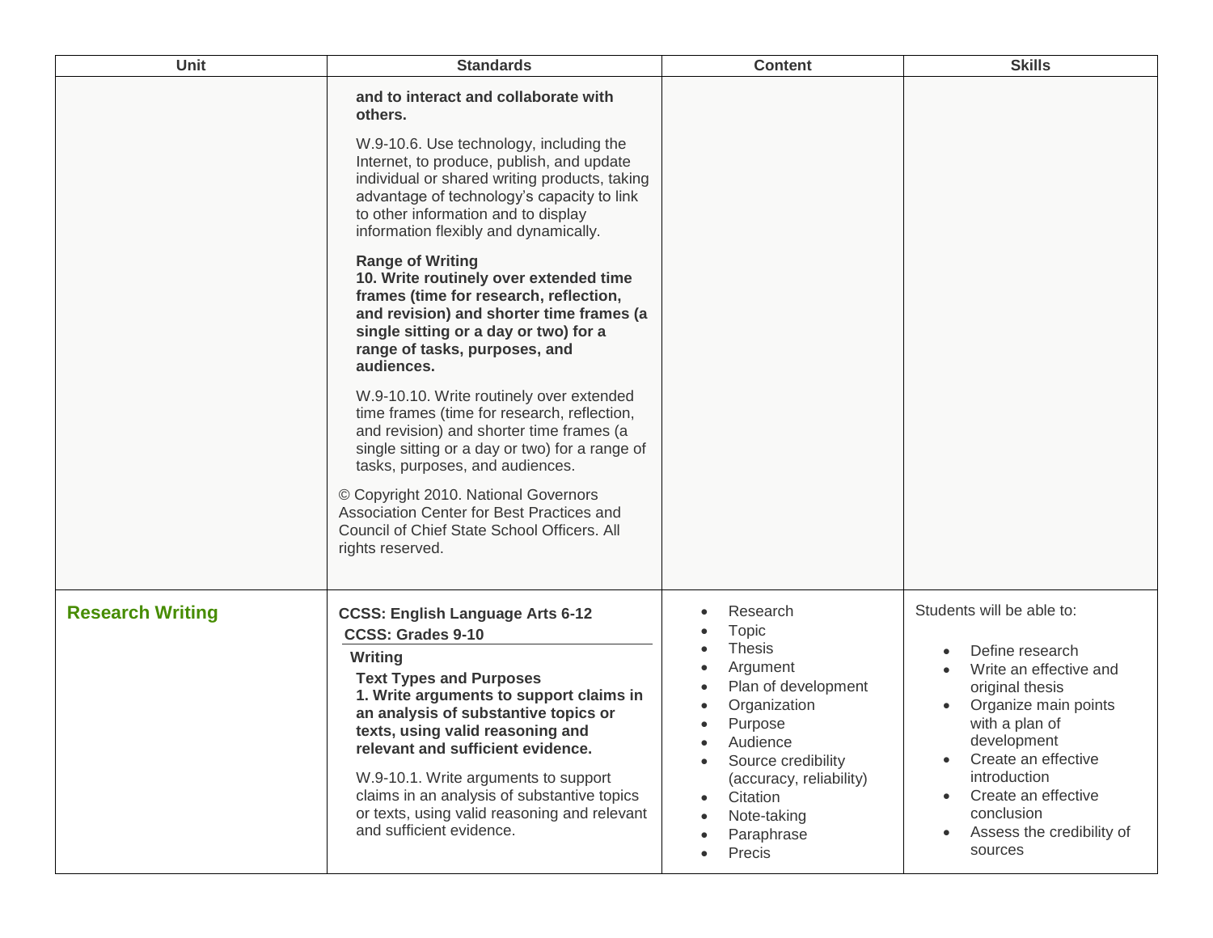| Unit | Standards | Content | Skills |
|---|---|---|---|
| | **and to interact and collaborate with others.**<br><br>W.9-10.6. Use technology, including the Internet, to produce, publish, and update individual or shared writing products, taking advantage of technology's capacity to link to other information and to display information flexibly and dynamically.<br><br>**Range of Writing**<br>**10. Write routinely over extended time frames (time for research, reflection, and revision) and shorter time frames (a single sitting or a day or two) for a range of tasks, purposes, and audiences.**<br><br>W.9-10.10. Write routinely over extended time frames (time for research, reflection, and revision) and shorter time frames (a single sitting or a day or two) for a range of tasks, purposes, and audiences.<br><br>© Copyright 2010. National Governors Association Center for Best Practices and Council of Chief State School Officers. All rights reserved. | | |
| **Research Writing** | **CCSS: English Language Arts 6-12**<br>**CCSS: Grades 9-10**<br><br>**Writing**<br>**Text Types and Purposes**<br>**1. Write arguments to support claims in an analysis of substantive topics or texts, using valid reasoning and relevant and sufficient evidence.**<br><br>W.9-10.1. Write arguments to support claims in an analysis of substantive topics or texts, using valid reasoning and relevant and sufficient evidence. | • Research<br>• Topic<br>• Thesis<br>• Argument<br>• Plan of development<br>• Organization<br>• Purpose<br>• Audience<br>• Source credibility (accuracy, reliability)<br>• Citation<br>• Note-taking<br>• Paraphrase<br>• Precis | Students will be able to:<br><br>• Define research<br>• Write an effective and original thesis<br>• Organize main points with a plan of development<br>• Create an effective introduction<br>• Create an effective conclusion<br>• Assess the credibility of sources |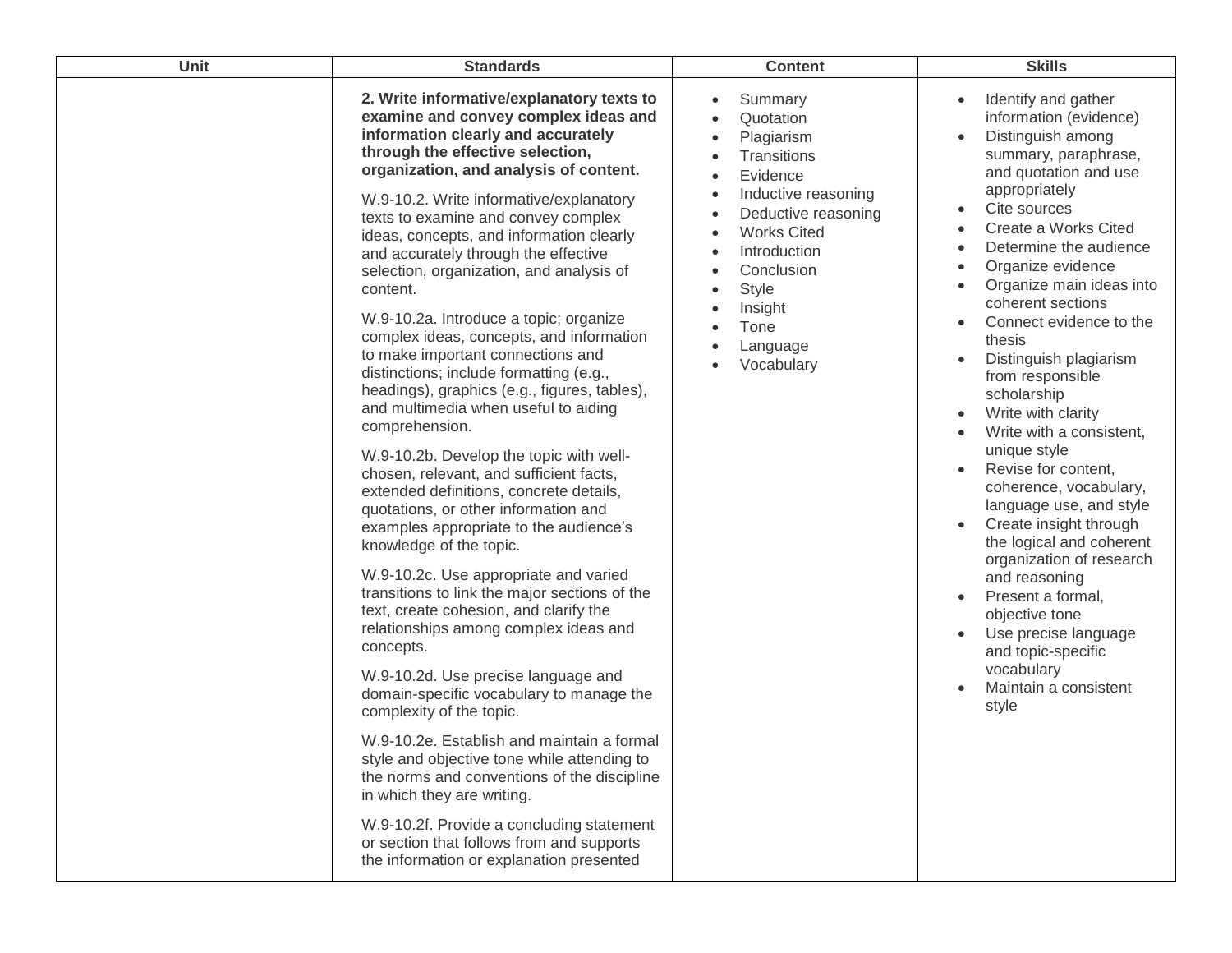| Unit | Standards | Content | Skills |
|---|---|---|---|
| | **2. Write informative/explanatory texts to examine and convey complex ideas and information clearly and accurately through the effective selection, organization, and analysis of content.**<br><br>W.9-10.2. Write informative/explanatory texts to examine and convey complex ideas, concepts, and information clearly and accurately through the effective selection, organization, and analysis of content.<br><br>W.9-10.2a. Introduce a topic; organize complex ideas, concepts, and information to make important connections and distinctions; include formatting (e.g., headings), graphics (e.g., figures, tables), and multimedia when useful to aiding comprehension.<br><br>W.9-10.2b. Develop the topic with well-chosen, relevant, and sufficient facts, extended definitions, concrete details, quotations, or other information and examples appropriate to the audience's knowledge of the topic.<br><br>W.9-10.2c. Use appropriate and varied transitions to link the major sections of the text, create cohesion, and clarify the relationships among complex ideas and concepts.<br><br>W.9-10.2d. Use precise language and domain-specific vocabulary to manage the complexity of the topic.<br><br>W.9-10.2e. Establish and maintain a formal style and objective tone while attending to the norms and conventions of the discipline in which they are writing.<br><br>W.9-10.2f. Provide a concluding statement or section that follows from and supports the information or explanation presented | • Summary<br>• Quotation<br>• Plagiarism<br>• Transitions<br>• Evidence<br>• Inductive reasoning<br>• Deductive reasoning<br>• Works Cited<br>• Introduction<br>• Conclusion<br>• Style<br>• Insight<br>• Tone<br>• Language<br>• Vocabulary | • Identify and gather information (evidence)<br>• Distinguish among summary, paraphrase, and quotation and use appropriately<br>• Cite sources<br>• Create a Works Cited<br>• Determine the audience<br>• Organize evidence<br>• Organize main ideas into coherent sections<br>• Connect evidence to the thesis<br>• Distinguish plagiarism from responsible scholarship<br>• Write with clarity<br>• Write with a consistent, unique style<br>• Revise for content, coherence, vocabulary, language use, and style<br>• Create insight through the logical and coherent organization of research and reasoning<br>• Present a formal, objective tone<br>• Use precise language and topic-specific vocabulary<br>• Maintain a consistent style |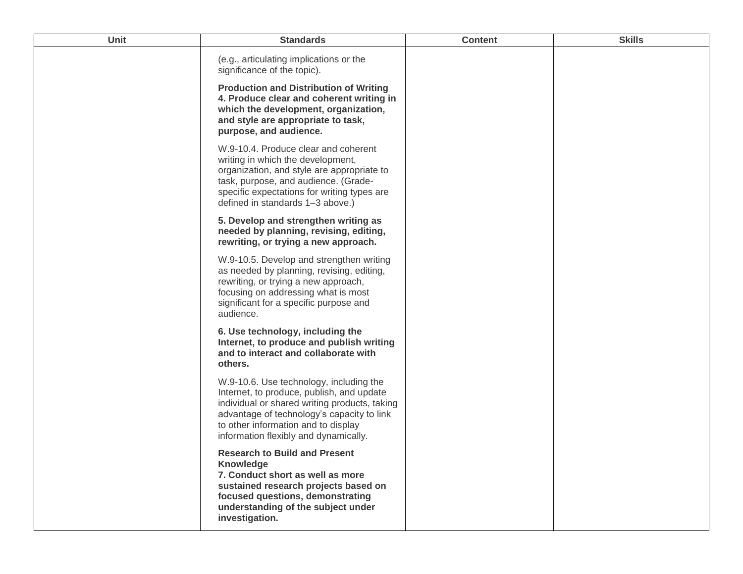| Unit | Standards | Content | Skills |
| --- | --- | --- | --- |
| | (e.g., articulating implications or the significance of the topic).<br><br>**Production and Distribution of Writing**<br>**4. Produce clear and coherent writing in which the development, organization, and style are appropriate to task, purpose, and audience.**<br><br>W.9-10.4. Produce clear and coherent writing in which the development, organization, and style are appropriate to task, purpose, and audience. (Grade-specific expectations for writing types are defined in standards 1–3 above.)<br><br>**5. Develop and strengthen writing as needed by planning, revising, editing, rewriting, or trying a new approach.**<br><br>W.9-10.5. Develop and strengthen writing as needed by planning, revising, editing, rewriting, or trying a new approach, focusing on addressing what is most significant for a specific purpose and audience.<br><br>**6. Use technology, including the Internet, to produce and publish writing and to interact and collaborate with others.**<br><br>W.9-10.6. Use technology, including the Internet, to produce, publish, and update individual or shared writing products, taking advantage of technology's capacity to link to other information and to display information flexibly and dynamically.<br><br>**Research to Build and Present Knowledge**<br>**7. Conduct short as well as more sustained research projects based on focused questions, demonstrating understanding of the subject under investigation.** | | |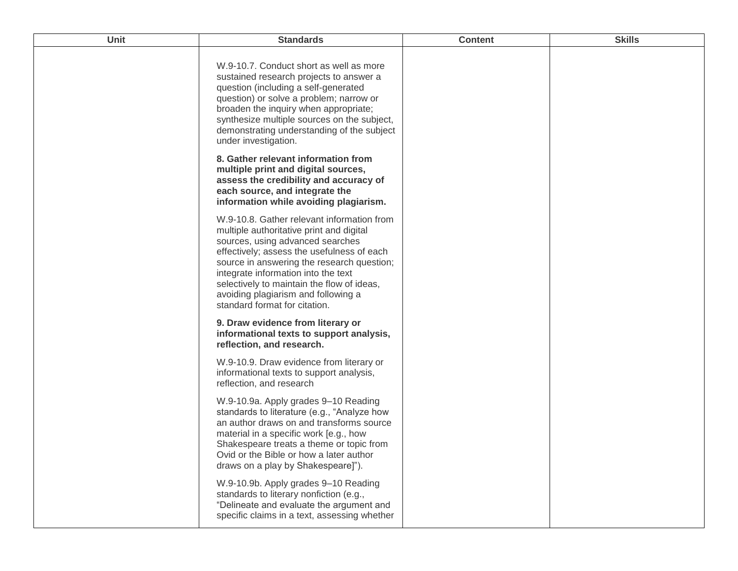| Unit | Standards | Content | Skills |
| --- | --- | --- | --- |
| | W.9-10.7. Conduct short as well as more sustained research projects to answer a question (including a self-generated question) or solve a problem; narrow or broaden the inquiry when appropriate; synthesize multiple sources on the subject, demonstrating understanding of the subject under investigation.<br><br>**8. Gather relevant information from multiple print and digital sources, assess the credibility and accuracy of each source, and integrate the information while avoiding plagiarism.**<br><br>W.9-10.8. Gather relevant information from multiple authoritative print and digital sources, using advanced searches effectively; assess the usefulness of each source in answering the research question; integrate information into the text selectively to maintain the flow of ideas, avoiding plagiarism and following a standard format for citation.<br><br>**9. Draw evidence from literary or informational texts to support analysis, reflection, and research.**<br><br>W.9-10.9. Draw evidence from literary or informational texts to support analysis, reflection, and research<br><br>W.9-10.9a. Apply grades 9–10 Reading standards to literature (e.g., "Analyze how an author draws on and transforms source material in a specific work [e.g., how Shakespeare treats a theme or topic from Ovid or the Bible or how a later author draws on a play by Shakespeare]").<br><br>W.9-10.9b. Apply grades 9–10 Reading standards to literary nonfiction (e.g., "Delineate and evaluate the argument and specific claims in a text, assessing whether | | |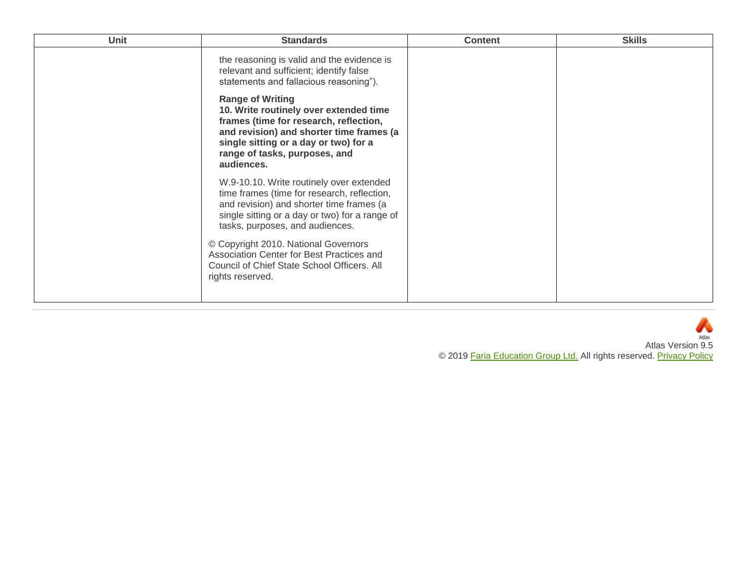| Unit | Standards | Content | Skills |
|---|---|---|---|
| | the reasoning is valid and the evidence is relevant and sufficient; identify false statements and fallacious reasoning"). <br><br> **Range of Writing** <br> **10. Write routinely over extended time frames (time for research, reflection, and revision) and shorter time frames (a single sitting or a day or two) for a range of tasks, purposes, and audiences.** <br><br> W.9-10.10. Write routinely over extended time frames (time for research, reflection, and revision) and shorter time frames (a single sitting or a day or two) for a range of tasks, purposes, and audiences. <br><br> © Copyright 2010. National Governors Association Center for Best Practices and Council of Chief State School Officers. All rights reserved. | | |

Atlas Version 9.5
© 2019 Faria Education Group Ltd. All rights reserved. Privacy Policy